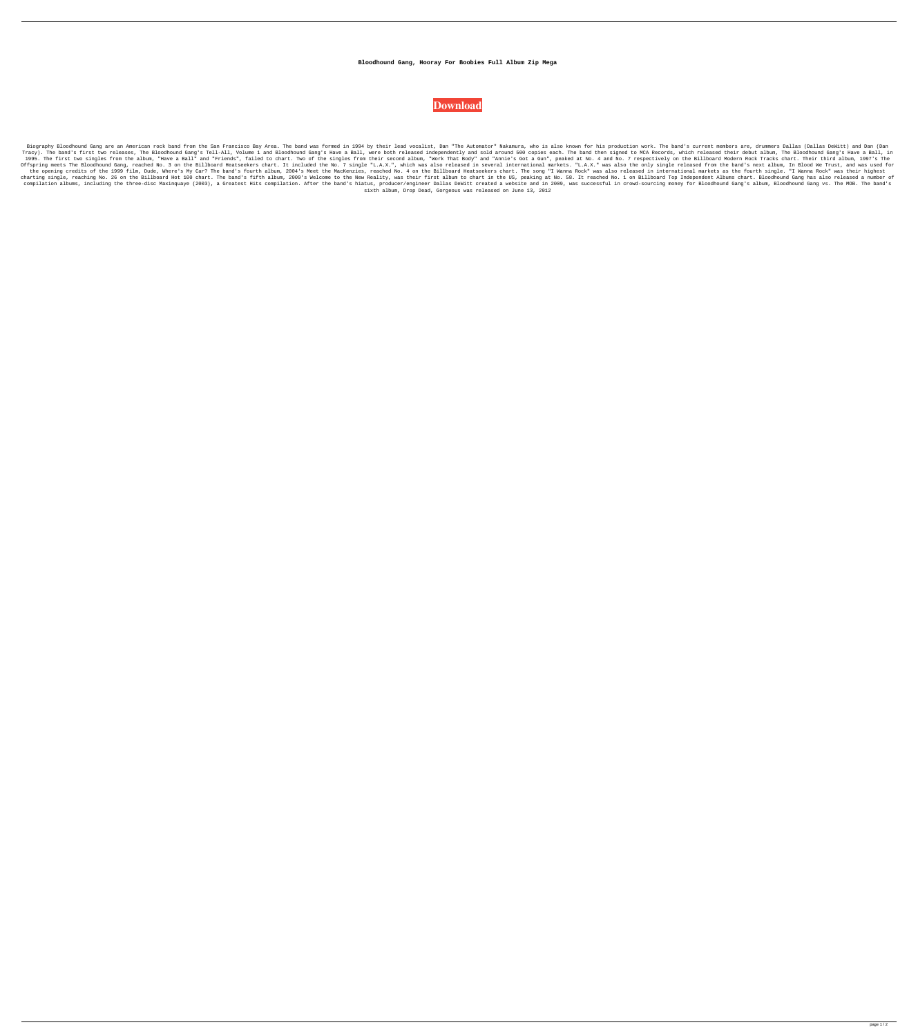**Bloodhound Gang, Hooray For Boobies Full Album Zip Mega**

**Download**

Biography Bloodhound Gang are an American rock band from the San Francisco Bay Area. The band was formed in 1994 by their lead vocalist, Dan "The Automator" Nakamura, who is also known for his production work. The band's current members are, drummers Dallas (Dallas DeWitt) and Dan (Dan Tracy). The band's first two releases, The Bloodhound Gang's Tell-All, Volume 1 and Bloodhound Gang's Have a Ball, were both released independently and sold around 500 copies each. The band then signed to MCA Records, which released their debut album, The Bloodhound Gang's Have a Ball, in 1995. The first two singles from the album, "Have a Ball" and "Friends", failed to chart. Two of the singles from their second album, "Work That Body" and "Annie's Got a Gun", peaked at No. 4 and No. 7 respectively on the Billboard Modern Rock Tracks chart. Their third album, 1997's The Offspring meets The Bloodhound Gang, reached No. 3 on the Billboard Heatseekers chart. It included the No. 7 single "L.A.X.", which was also released in several international markets. "L.A.X." was also the only single released from the band's next album, In Blood We Trust, and was used for the opening credits of the 1999 film, Dude, Where's My Car? The band's fourth album, 2004's Meet the MacKenzies, reached No. 4 on the Billboard Heatseekers chart. The song "I Wanna Rock" was also released in international markets as the fourth single. "I Wanna Rock" was their highest charting single, reaching No. 26 on the Billboard Hot 100 chart. The band's fifth album, 2009's Welcome to the New Reality, was their first album to chart in the US, peaking at No. 58. It reached No. 1 on Billboard Top Independent Albums chart. Bloodhound Gang has also released a number of compilation albums, including the three-disc Maxinquaye (2003), a Greatest Hits compilation. After the band's hiatus, producer/engineer Dallas DeWitt created a website and in 2009, was successful in crowd-sourcing money for Bloodhound Gang's album, Bloodhound Gang vs. The MOB. The band's sixth album, Drop Dead, Gorgeous was released on June 13, 2012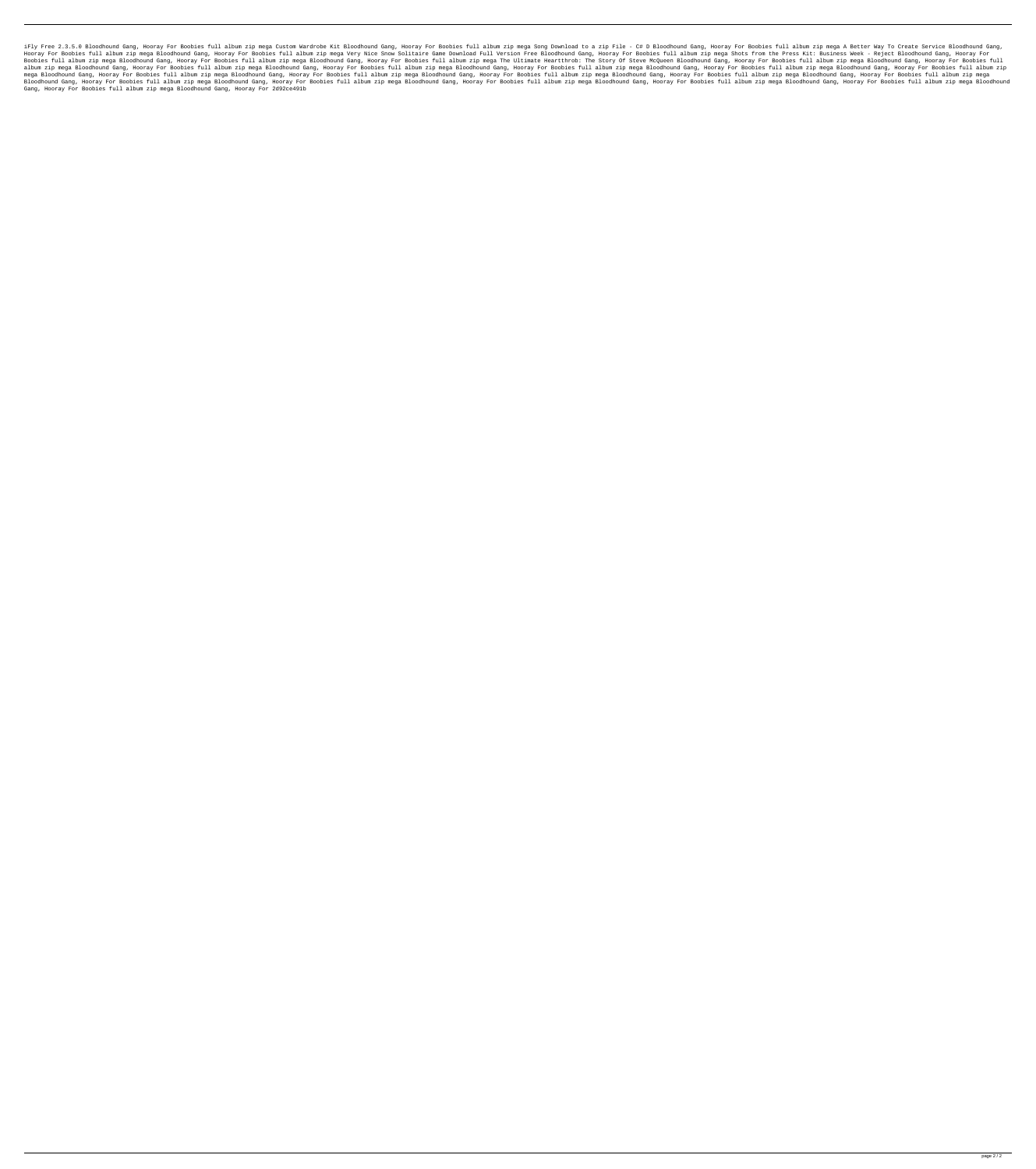iFly Free 2.3.5.0 Bloodhound Gang, Hooray For Boobies full album zip mega Custom Wardrobe Kit Bloodhound Gang, Hooray For Boobies full album zip mega Song Download to a zip File - C# D Bloodhound Gang, Hooray For Boobies full album zip mega A Better Way To Create Service Bloodhound Gang, Hooray For Boobies full album zip mega Bloodhound Gang, Hooray For Boobies full album zip mega Very Nice Snow Solitaire Game Download Full Version Free Bloodhound Gang, Hooray For Boobies full album zip mega Shots from the Press Kit: Business Week - Reject Bloodhound Gang, Hooray For Boobies full album zip mega Bloodhound Gang, Hooray For Boobies full album zip mega Bloodhound Gang, Hooray For Boobies full album zip mega The Ultimate Heartthrob: The Story Of Steve McQueen Bloodhound Gang, Hooray For Boobies full album zip mega Bloodhound Gang, Hooray For Boobies full album zip mega Bloodhound Gang, Hooray For Boobies full album zip mega Bloodhound Gang, Hooray For Boobies full album zip mega Bloodhound Gang, Hooray For Boobies full album zip mega Bloodhound Gang, Hooray For Boobies full album zip mega Bloodhound Gang, Hooray For Boobies full album zip mega Bloodhound Gang, Hooray For Boobies full album zip mega Bloodhound Gang, Hooray For Boobies full album zip mega Bloodhound Gang, Hooray For Boobies full album zip mega Bloodhound Gang, Hooray For Boobies full album zip mega Bloodhound Gang, Hooray For Boobies full album zip mega Bloodhound Gang, Hooray For Boobies full album zip mega Bloodhound Gang, Hooray For Boobies full album zip mega Bloodhound Gang, Hooray For Boobies full album zip mega Bloodhound Gang, Hooray For Boobies full album zip mega Bloodhound Gang, Hooray For Boobies full album zip mega Bloodhound Gang, Hooray For Boobies full album zip mega Bloodhound Gang, Hooray For Boobies full album zip mega Bloodhound Gang, Hooray For 2d92ce491b